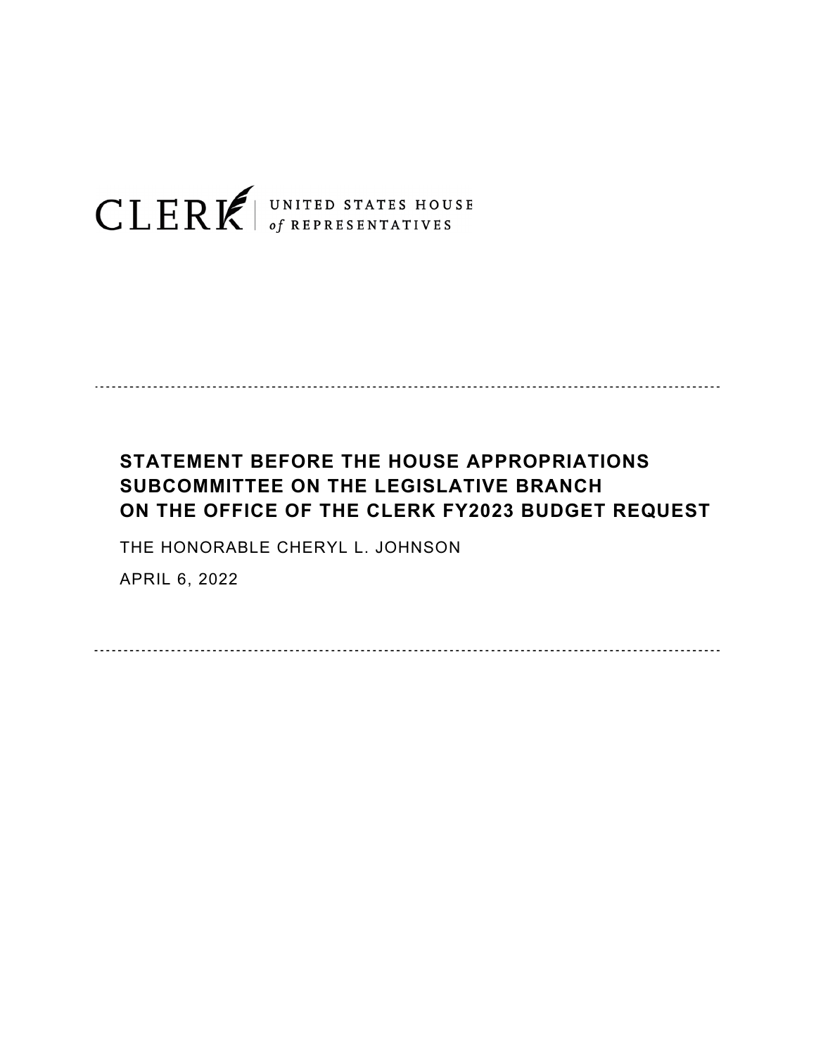CLERK | UNITED STATES HOUSE *of* REPRESENTATIVES

---

# STATEMENT BEFORE THE HOUSE APPROPRIATIONS SUBCOMMITTEE ON THE LEGISLATIVE BRANCH ON THE OFFICE OF THE CLERK FY2023 BUDGET REQUEST

THE HONORABLE CHERYL L. JOHNSON

APRIL 6, 2022

---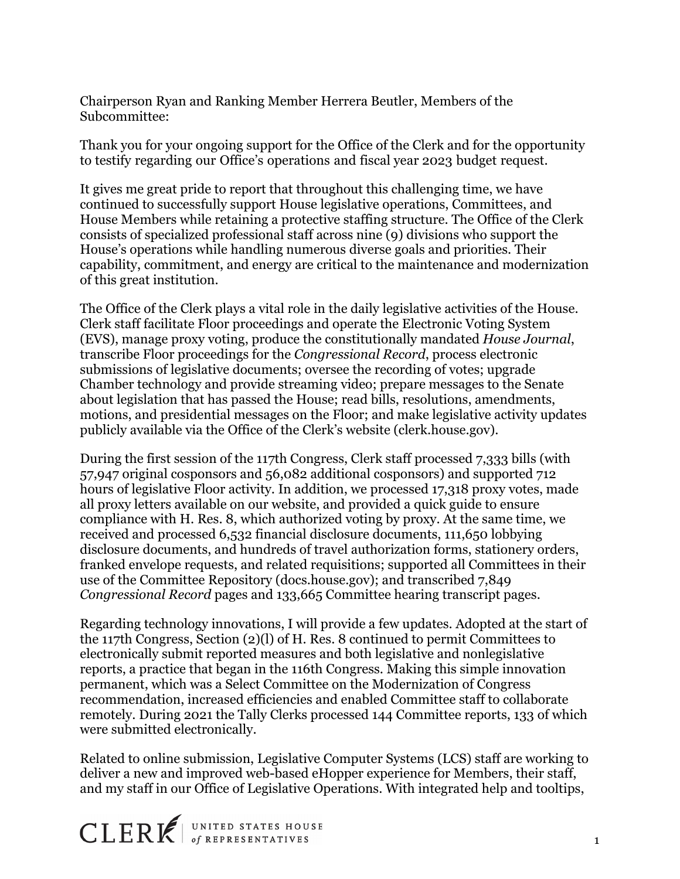Chairperson Ryan and Ranking Member Herrera Beutler, Members of the Subcommittee:

Thank you for your ongoing support for the Office of the Clerk and for the opportunity to testify regarding our Office's operations and fiscal year 2023 budget request.

It gives me great pride to report that throughout this challenging time, we have continued to successfully support House legislative operations, Committees, and House Members while retaining a protective staffing structure. The Office of the Clerk consists of specialized professional staff across nine (9) divisions who support the House's operations while handling numerous diverse goals and priorities. Their capability, commitment, and energy are critical to the maintenance and modernization of this great institution.

The Office of the Clerk plays a vital role in the daily legislative activities of the House. Clerk staff facilitate Floor proceedings and operate the Electronic Voting System (EVS), manage proxy voting, produce the constitutionally mandated *House Journal*, transcribe Floor proceedings for the *Congressional Record*, process electronic submissions of legislative documents; oversee the recording of votes; upgrade Chamber technology and provide streaming video; prepare messages to the Senate about legislation that has passed the House; read bills, resolutions, amendments, motions, and presidential messages on the Floor; and make legislative activity updates publicly available via the Office of the Clerk's website (clerk.house.gov).

During the first session of the 117th Congress, Clerk staff processed 7,333 bills (with 57,947 original cosponsors and 56,082 additional cosponsors) and supported 712 hours of legislative Floor activity. In addition, we processed 17,318 proxy votes, made all proxy letters available on our website, and provided a quick guide to ensure compliance with H. Res. 8, which authorized voting by proxy. At the same time, we received and processed 6,532 financial disclosure documents, 111,650 lobbying disclosure documents, and hundreds of travel authorization forms, stationery orders, franked envelope requests, and related requisitions; supported all Committees in their use of the Committee Repository (docs.house.gov); and transcribed 7,849 *Congressional Record* pages and 133,665 Committee hearing transcript pages.

Regarding technology innovations, I will provide a few updates. Adopted at the start of the 117th Congress, Section (2)(l) of H. Res. 8 continued to permit Committees to electronically submit reported measures and both legislative and nonlegislative reports, a practice that began in the 116th Congress. Making this simple innovation permanent, which was a Select Committee on the Modernization of Congress recommendation, increased efficiencies and enabled Committee staff to collaborate remotely. During 2021 the Tally Clerks processed 144 Committee reports, 133 of which were submitted electronically.

Related to online submission, Legislative Computer Systems (LCS) staff are working to deliver a new and improved web-based eHopper experience for Members, their staff, and my staff in our Office of Legislative Operations. With integrated help and tooltips,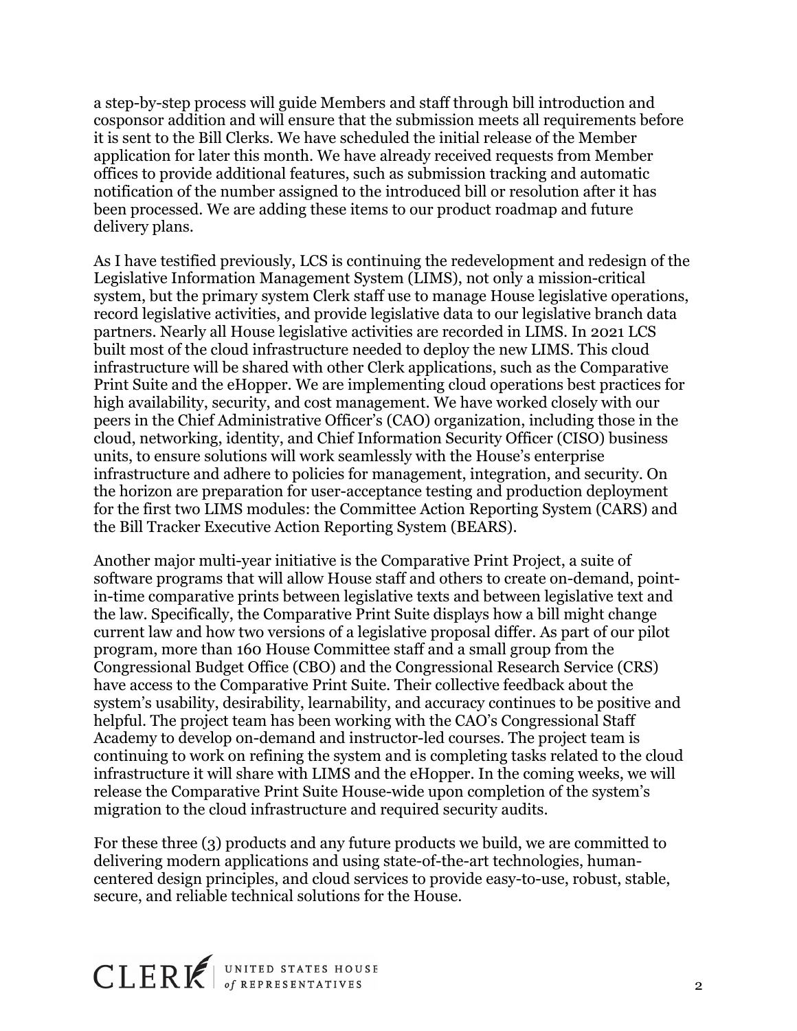a step-by-step process will guide Members and staff through bill introduction and cosponsor addition and will ensure that the submission meets all requirements before it is sent to the Bill Clerks. We have scheduled the initial release of the Member application for later this month. We have already received requests from Member offices to provide additional features, such as submission tracking and automatic notification of the number assigned to the introduced bill or resolution after it has been processed. We are adding these items to our product roadmap and future delivery plans.

As I have testified previously, LCS is continuing the redevelopment and redesign of the Legislative Information Management System (LIMS), not only a mission-critical system, but the primary system Clerk staff use to manage House legislative operations, record legislative activities, and provide legislative data to our legislative branch data partners. Nearly all House legislative activities are recorded in LIMS. In 2021 LCS built most of the cloud infrastructure needed to deploy the new LIMS. This cloud infrastructure will be shared with other Clerk applications, such as the Comparative Print Suite and the eHopper. We are implementing cloud operations best practices for high availability, security, and cost management. We have worked closely with our peers in the Chief Administrative Officer's (CAO) organization, including those in the cloud, networking, identity, and Chief Information Security Officer (CISO) business units, to ensure solutions will work seamlessly with the House's enterprise infrastructure and adhere to policies for management, integration, and security. On the horizon are preparation for user-acceptance testing and production deployment for the first two LIMS modules: the Committee Action Reporting System (CARS) and the Bill Tracker Executive Action Reporting System (BEARS).

Another major multi-year initiative is the Comparative Print Project, a suite of software programs that will allow House staff and others to create on-demand, point-in-time comparative prints between legislative texts and between legislative text and the law. Specifically, the Comparative Print Suite displays how a bill might change current law and how two versions of a legislative proposal differ. As part of our pilot program, more than 160 House Committee staff and a small group from the Congressional Budget Office (CBO) and the Congressional Research Service (CRS) have access to the Comparative Print Suite. Their collective feedback about the system's usability, desirability, learnability, and accuracy continues to be positive and helpful. The project team has been working with the CAO's Congressional Staff Academy to develop on-demand and instructor-led courses. The project team is continuing to work on refining the system and is completing tasks related to the cloud infrastructure it will share with LIMS and the eHopper. In the coming weeks, we will release the Comparative Print Suite House-wide upon completion of the system's migration to the cloud infrastructure and required security audits.

For these three (3) products and any future products we build, we are committed to delivering modern applications and using state-of-the-art technologies, human-centered design principles, and cloud services to provide easy-to-use, robust, stable, secure, and reliable technical solutions for the House.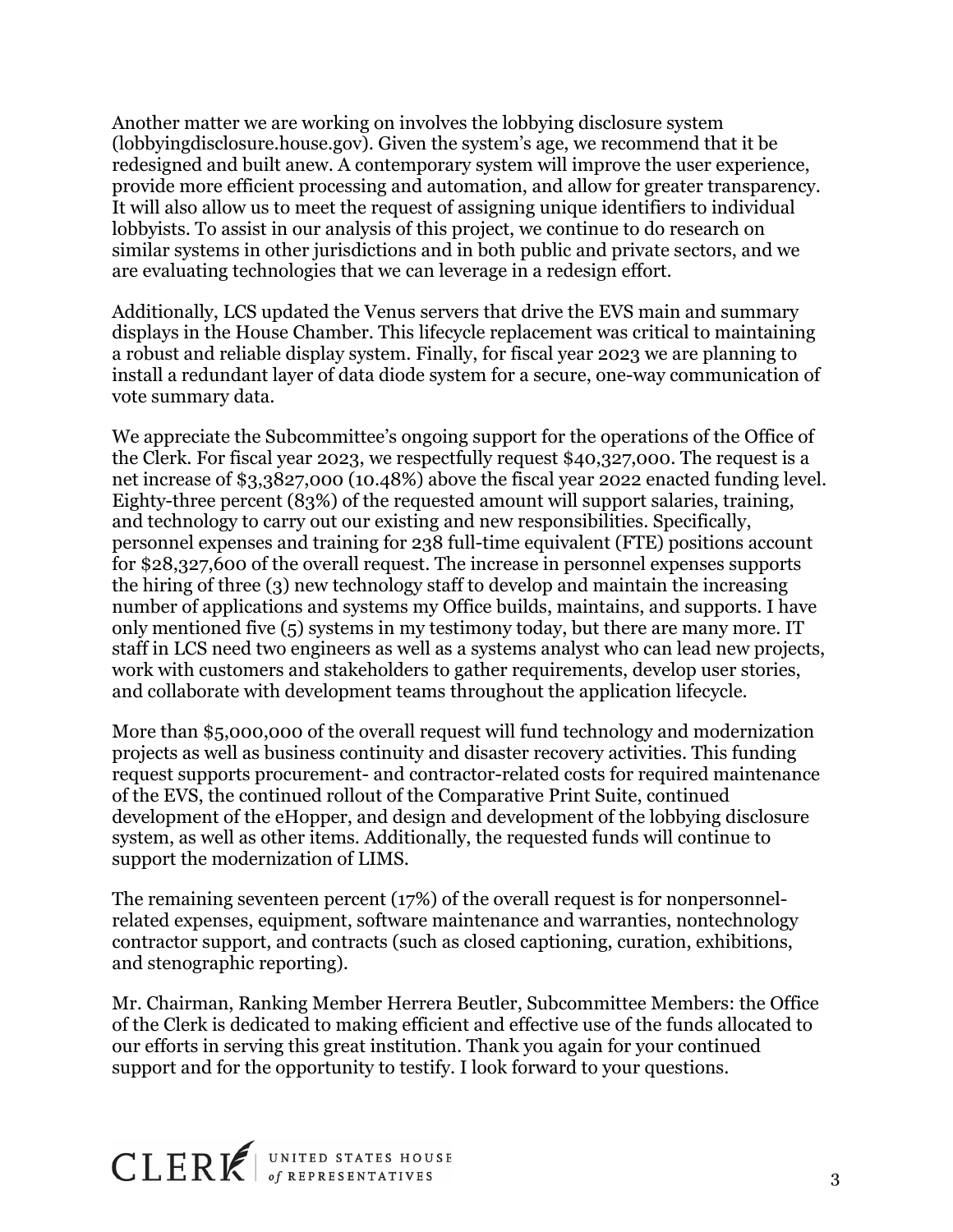Another matter we are working on involves the lobbying disclosure system (lobbyingdisclosure.house.gov). Given the system's age, we recommend that it be redesigned and built anew. A contemporary system will improve the user experience, provide more efficient processing and automation, and allow for greater transparency. It will also allow us to meet the request of assigning unique identifiers to individual lobbyists. To assist in our analysis of this project, we continue to do research on similar systems in other jurisdictions and in both public and private sectors, and we are evaluating technologies that we can leverage in a redesign effort.

Additionally, LCS updated the Venus servers that drive the EVS main and summary displays in the House Chamber. This lifecycle replacement was critical to maintaining a robust and reliable display system. Finally, for fiscal year 2023 we are planning to install a redundant layer of data diode system for a secure, one-way communication of vote summary data.

We appreciate the Subcommittee's ongoing support for the operations of the Office of the Clerk. For fiscal year 2023, we respectfully request $40,327,000. The request is a net increase of $3,3827,000 (10.48%) above the fiscal year 2022 enacted funding level. Eighty-three percent (83%) of the requested amount will support salaries, training, and technology to carry out our existing and new responsibilities. Specifically, personnel expenses and training for 238 full-time equivalent (FTE) positions account for $28,327,600 of the overall request. The increase in personnel expenses supports the hiring of three (3) new technology staff to develop and maintain the increasing number of applications and systems my Office builds, maintains, and supports. I have only mentioned five (5) systems in my testimony today, but there are many more. IT staff in LCS need two engineers as well as a systems analyst who can lead new projects, work with customers and stakeholders to gather requirements, develop user stories, and collaborate with development teams throughout the application lifecycle.

More than $5,000,000 of the overall request will fund technology and modernization projects as well as business continuity and disaster recovery activities. This funding request supports procurement- and contractor-related costs for required maintenance of the EVS, the continued rollout of the Comparative Print Suite, continued development of the eHopper, and design and development of the lobbying disclosure system, as well as other items. Additionally, the requested funds will continue to support the modernization of LIMS.

The remaining seventeen percent (17%) of the overall request is for nonpersonnel-related expenses, equipment, software maintenance and warranties, nontechnology contractor support, and contracts (such as closed captioning, curation, exhibitions, and stenographic reporting).

Mr. Chairman, Ranking Member Herrera Beutler, Subcommittee Members: the Office of the Clerk is dedicated to making efficient and effective use of the funds allocated to our efforts in serving this great institution. Thank you again for your continued support and for the opportunity to testify. I look forward to your questions.